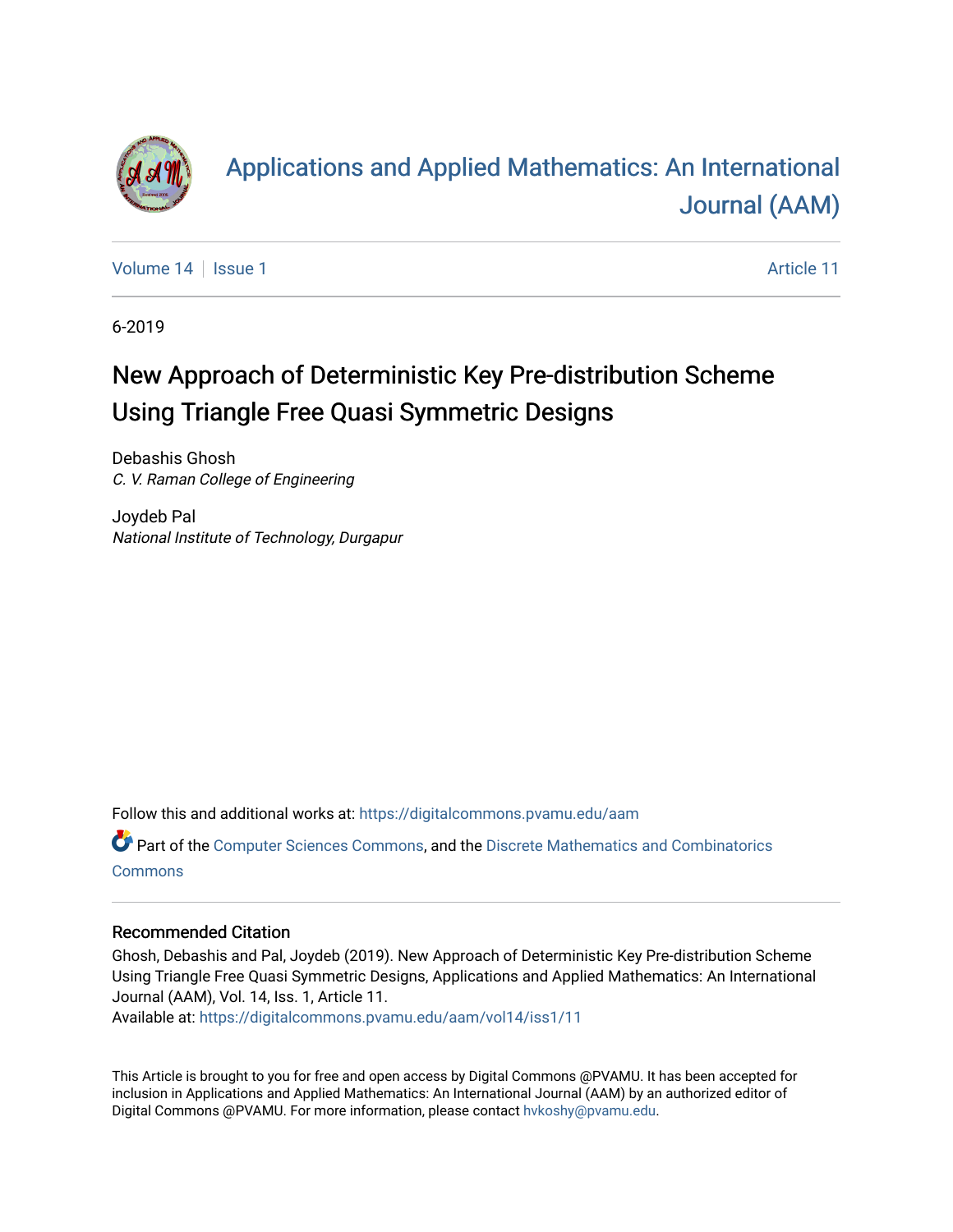# Applications and Applied Mathematics: An International Journal (AAM)

Volume 14 | Issue 1 Article 11

6-2019

## New Approach of Deterministic Key Pre-distribution Scheme Using Triangle Free Quasi Symmetric Designs

Debashis Ghosh
*C. V. Raman College of Engineering*

Joydeb Pal
*National Institute of Technology, Durgapur*

Follow this and additional works at: https://digitalcommons.pvamu.edu/aam

Part of the Computer Sciences Commons, and the Discrete Mathematics and Combinatorics Commons

### Recommended Citation

Ghosh, Debashis and Pal, Joydeb (2019). New Approach of Deterministic Key Pre-distribution Scheme Using Triangle Free Quasi Symmetric Designs, Applications and Applied Mathematics: An International Journal (AAM), Vol. 14, Iss. 1, Article 11.
Available at: https://digitalcommons.pvamu.edu/aam/vol14/iss1/11

This Article is brought to you for free and open access by Digital Commons @PVAMU. It has been accepted for inclusion in Applications and Applied Mathematics: An International Journal (AAM) by an authorized editor of Digital Commons @PVAMU. For more information, please contact hvkoshy@pvamu.edu.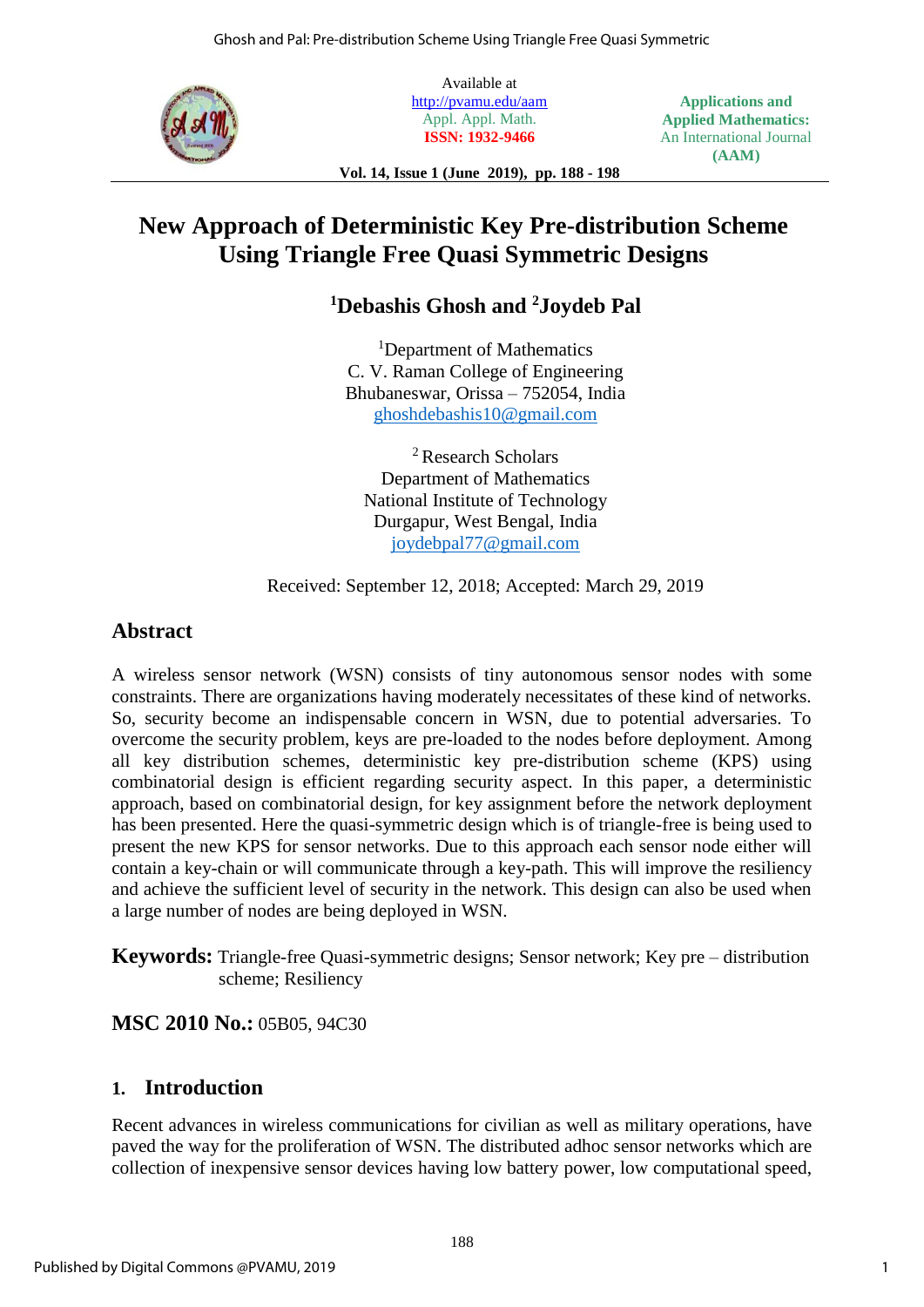Available at
http://pvamu.edu/aam
Appl. Appl. Math.
**ISSN: 1932-9466**

**Applications and Applied Mathematics: An International Journal (AAM)**

**Vol. 14, Issue 1 (June 2019), pp. 188 - 198**

# New Approach of Deterministic Key Pre-distribution Scheme Using Triangle Free Quasi Symmetric Designs

## [1]Debashis Ghosh and [2]Joydeb Pal

[1]Department of Mathematics
C. V. Raman College of Engineering
Bhubaneswar, Orissa – 752054, India
ghoshdebashis10@gmail.com

[2] Research Scholars
Department of Mathematics
National Institute of Technology
Durgapur, West Bengal, India
joydebpal77@gmail.com

Received: September 12, 2018; Accepted: March 29, 2019

## Abstract

A wireless sensor network (WSN) consists of tiny autonomous sensor nodes with some constraints. There are organizations having moderately necessitates of these kind of networks. So, security become an indispensable concern in WSN, due to potential adversaries. To overcome the security problem, keys are pre-loaded to the nodes before deployment. Among all key distribution schemes, deterministic key pre-distribution scheme (KPS) using combinatorial design is efficient regarding security aspect. In this paper, a deterministic approach, based on combinatorial design, for key assignment before the network deployment has been presented. Here the quasi-symmetric design which is of triangle-free is being used to present the new KPS for sensor networks. Due to this approach each sensor node either will contain a key-chain or will communicate through a key-path. This will improve the resiliency and achieve the sufficient level of security in the network. This design can also be used when a large number of nodes are being deployed in WSN.

**Keywords:** Triangle-free Quasi-symmetric designs; Sensor network; Key pre – distribution scheme; Resiliency

**MSC 2010 No.:** 05B05, 94C30

## 1. Introduction

Recent advances in wireless communications for civilian as well as military operations, have paved the way for the proliferation of WSN. The distributed adhoc sensor networks which are collection of inexpensive sensor devices having low battery power, low computational speed,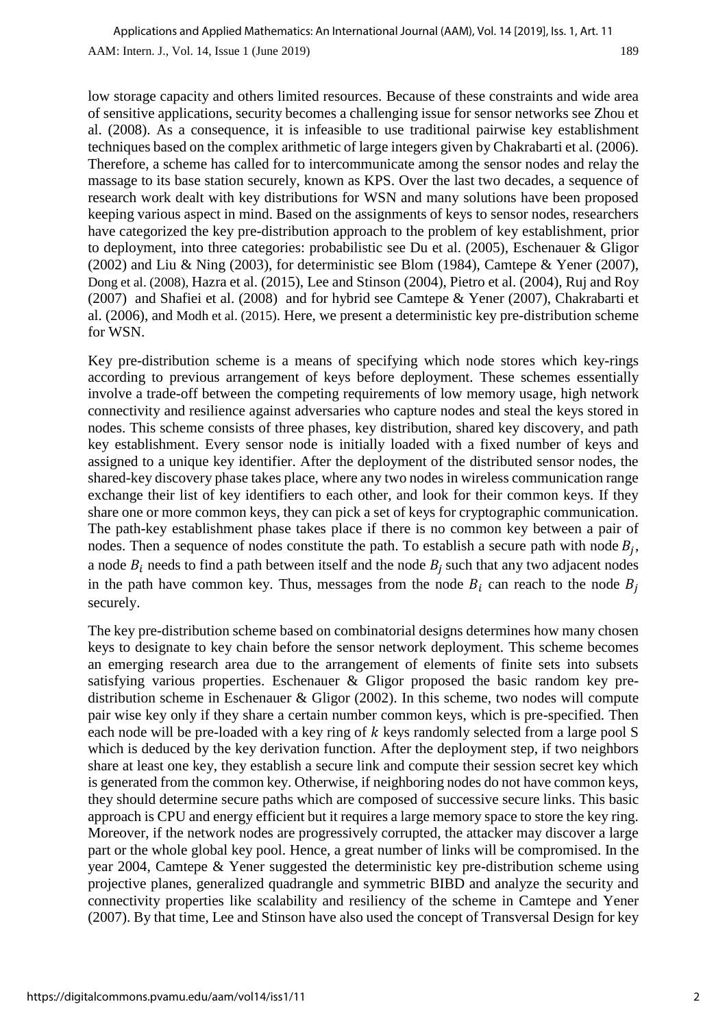low storage capacity and others limited resources. Because of these constraints and wide area of sensitive applications, security becomes a challenging issue for sensor networks see Zhou et al. (2008). As a consequence, it is infeasible to use traditional pairwise key establishment techniques based on the complex arithmetic of large integers given by Chakrabarti et al. (2006). Therefore, a scheme has called for to intercommunicate among the sensor nodes and relay the massage to its base station securely, known as KPS. Over the last two decades, a sequence of research work dealt with key distributions for WSN and many solutions have been proposed keeping various aspect in mind. Based on the assignments of keys to sensor nodes, researchers have categorized the key pre-distribution approach to the problem of key establishment, prior to deployment, into three categories: probabilistic see Du et al. (2005), Eschenauer & Gligor (2002) and Liu & Ning (2003), for deterministic see Blom (1984), Camtepe & Yener (2007), Dong et al. (2008), Hazra et al. (2015), Lee and Stinson (2004), Pietro et al. (2004), Ruj and Roy (2007) and Shafiei et al. (2008) and for hybrid see Camtepe & Yener (2007), Chakrabarti et al. (2006), and Modh et al. (2015). Here, we present a deterministic key pre-distribution scheme for WSN.

Key pre-distribution scheme is a means of specifying which node stores which key-rings according to previous arrangement of keys before deployment. These schemes essentially involve a trade-off between the competing requirements of low memory usage, high network connectivity and resilience against adversaries who capture nodes and steal the keys stored in nodes. This scheme consists of three phases, key distribution, shared key discovery, and path key establishment. Every sensor node is initially loaded with a fixed number of keys and assigned to a unique key identifier. After the deployment of the distributed sensor nodes, the shared-key discovery phase takes place, where any two nodes in wireless communication range exchange their list of key identifiers to each other, and look for their common keys. If they share one or more common keys, they can pick a set of keys for cryptographic communication. The path-key establishment phase takes place if there is no common key between a pair of nodes. Then a sequence of nodes constitute the path. To establish a secure path with node $B_j$, a node $B_i$ needs to find a path between itself and the node $B_j$ such that any two adjacent nodes in the path have common key. Thus, messages from the node $B_i$ can reach to the node $B_j$ securely.

The key pre-distribution scheme based on combinatorial designs determines how many chosen keys to designate to key chain before the sensor network deployment. This scheme becomes an emerging research area due to the arrangement of elements of finite sets into subsets satisfying various properties. Eschenauer & Gligor proposed the basic random key pre-distribution scheme in Eschenauer & Gligor (2002). In this scheme, two nodes will compute pair wise key only if they share a certain number common keys, which is pre-specified. Then each node will be pre-loaded with a key ring of $k$ keys randomly selected from a large pool S which is deduced by the key derivation function. After the deployment step, if two neighbors share at least one key, they establish a secure link and compute their session secret key which is generated from the common key. Otherwise, if neighboring nodes do not have common keys, they should determine secure paths which are composed of successive secure links. This basic approach is CPU and energy efficient but it requires a large memory space to store the key ring. Moreover, if the network nodes are progressively corrupted, the attacker may discover a large part or the whole global key pool. Hence, a great number of links will be compromised. In the year 2004, Camtepe & Yener suggested the deterministic key pre-distribution scheme using projective planes, generalized quadrangle and symmetric BIBD and analyze the security and connectivity properties like scalability and resiliency of the scheme in Camtepe and Yener (2007). By that time, Lee and Stinson have also used the concept of Transversal Design for key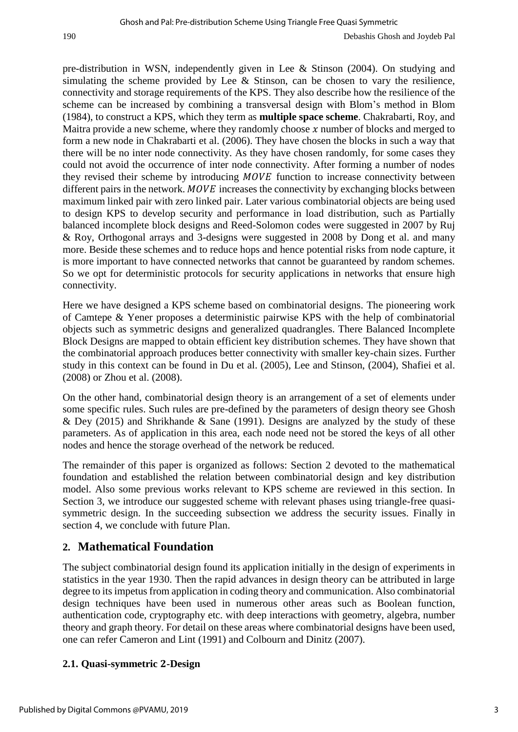pre-distribution in WSN, independently given in Lee & Stinson (2004). On studying and simulating the scheme provided by Lee & Stinson, can be chosen to vary the resilience, connectivity and storage requirements of the KPS. They also describe how the resilience of the scheme can be increased by combining a transversal design with Blom's method in Blom (1984), to construct a KPS, which they term as **multiple space scheme**. Chakrabarti, Roy, and Maitra provide a new scheme, where they randomly choose $x$ number of blocks and merged to form a new node in Chakrabarti et al. (2006). They have chosen the blocks in such a way that there will be no inter node connectivity. As they have chosen randomly, for some cases they could not avoid the occurrence of inter node connectivity. After forming a number of nodes they revised their scheme by introducing $MOVE$ function to increase connectivity between different pairs in the network. $MOVE$ increases the connectivity by exchanging blocks between maximum linked pair with zero linked pair. Later various combinatorial objects are being used to design KPS to develop security and performance in load distribution, such as Partially balanced incomplete block designs and Reed-Solomon codes were suggested in 2007 by Ruj & Roy, Orthogonal arrays and 3-designs were suggested in 2008 by Dong et al. and many more. Beside these schemes and to reduce hops and hence potential risks from node capture, it is more important to have connected networks that cannot be guaranteed by random schemes. So we opt for deterministic protocols for security applications in networks that ensure high connectivity.

Here we have designed a KPS scheme based on combinatorial designs. The pioneering work of Camtepe & Yener proposes a deterministic pairwise KPS with the help of combinatorial objects such as symmetric designs and generalized quadrangles. There Balanced Incomplete Block Designs are mapped to obtain efficient key distribution schemes. They have shown that the combinatorial approach produces better connectivity with smaller key-chain sizes. Further study in this context can be found in Du et al. (2005), Lee and Stinson, (2004), Shafiei et al. (2008) or Zhou et al. (2008).

On the other hand, combinatorial design theory is an arrangement of a set of elements under some specific rules. Such rules are pre-defined by the parameters of design theory see Ghosh & Dey (2015) and Shrikhande & Sane (1991). Designs are analyzed by the study of these parameters. As of application in this area, each node need not be stored the keys of all other nodes and hence the storage overhead of the network be reduced.

The remainder of this paper is organized as follows: Section 2 devoted to the mathematical foundation and established the relation between combinatorial design and key distribution model. Also some previous works relevant to KPS scheme are reviewed in this section. In Section 3, we introduce our suggested scheme with relevant phases using triangle-free quasi-symmetric design. In the succeeding subsection we address the security issues. Finally in section 4, we conclude with future Plan.

## 2. Mathematical Foundation

The subject combinatorial design found its application initially in the design of experiments in statistics in the year 1930. Then the rapid advances in design theory can be attributed in large degree to its impetus from application in coding theory and communication. Also combinatorial design techniques have been used in numerous other areas such as Boolean function, authentication code, cryptography etc. with deep interactions with geometry, algebra, number theory and graph theory. For detail on these areas where combinatorial designs have been used, one can refer Cameron and Lint (1991) and Colbourn and Dinitz (2007).

### 2.1. Quasi-symmetric 2-Design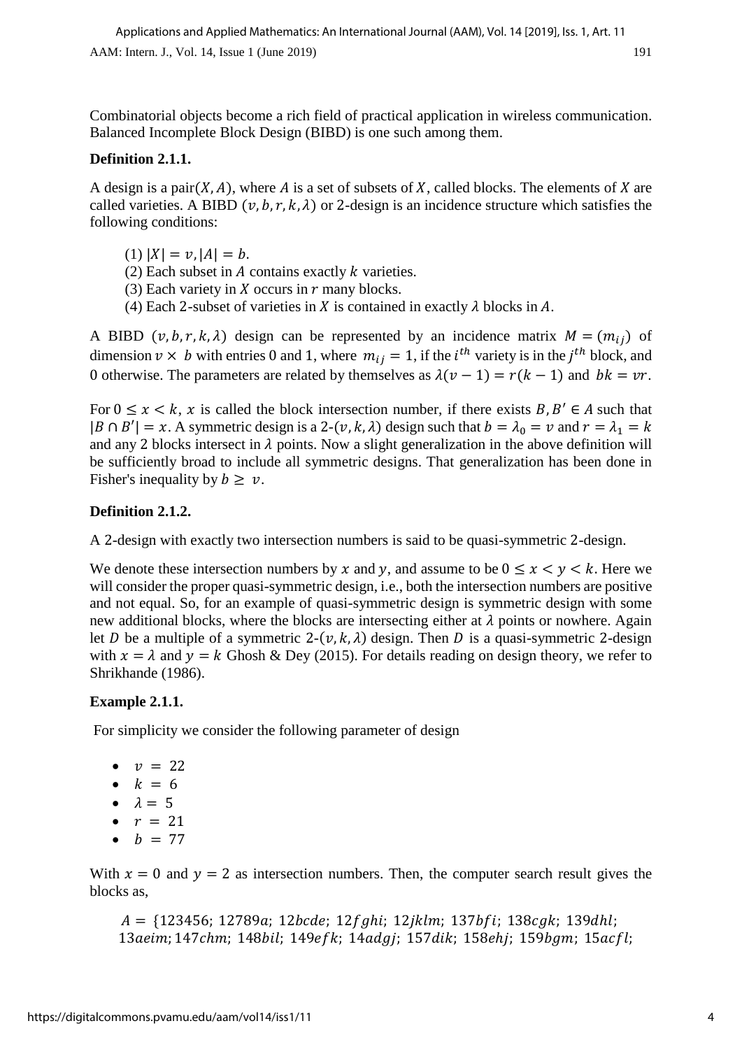Combinatorial objects become a rich field of practical application in wireless communication. Balanced Incomplete Block Design (BIBD) is one such among them.

**Definition 2.1.1.**

A design is a pair$(X, A)$, where $A$ is a set of subsets of $X$, called blocks. The elements of $X$ are called varieties. A BIBD $(v, b, r, k, \lambda)$ or 2-design is an incidence structure which satisfies the following conditions:

(1) $|X| = v, |A| = b$.
(2) Each subset in $A$ contains exactly $k$ varieties.
(3) Each variety in $X$ occurs in $r$ many blocks.
(4) Each 2-subset of varieties in $X$ is contained in exactly $\lambda$ blocks in $A$.

A BIBD $(v, b, r, k, \lambda)$ design can be represented by an incidence matrix $M = (m_{ij})$ of dimension $v \times b$ with entries 0 and 1, where $m_{ij} = 1$, if the $i^{th}$ variety is in the $j^{th}$ block, and 0 otherwise. The parameters are related by themselves as $\lambda(v-1) = r(k-1)$ and $bk = vr$.

For $0 \leq x < k$, $x$ is called the block intersection number, if there exists $B, B' \in A$ such that $|B \cap B'| = x$. A symmetric design is a 2-$(v, k, \lambda)$ design such that $b = \lambda_0 = v$ and $r = \lambda_1 = k$ and any 2 blocks intersect in $\lambda$ points. Now a slight generalization in the above definition will be sufficiently broad to include all symmetric designs. That generalization has been done in Fisher's inequality by $b \geq v$.

**Definition 2.1.2.**

A 2-design with exactly two intersection numbers is said to be quasi-symmetric 2-design.

We denote these intersection numbers by $x$ and $y$, and assume to be $0 \leq x < y < k$. Here we will consider the proper quasi-symmetric design, i.e., both the intersection numbers are positive and not equal. So, for an example of quasi-symmetric design is symmetric design with some new additional blocks, where the blocks are intersecting either at $\lambda$ points or nowhere. Again let $D$ be a multiple of a symmetric 2-$(v, k, \lambda)$ design. Then $D$ is a quasi-symmetric 2-design with $x = \lambda$ and $y = k$ Ghosh & Dey (2015). For details reading on design theory, we refer to Shrikhande (1986).

**Example 2.1.1.**

For simplicity we consider the following parameter of design

- $v = 22$
- $k = 6$
- $\lambda = 5$
- $r = 21$
- $b = 77$

With $x = 0$ and $y = 2$ as intersection numbers. Then, the computer search result gives the blocks as,

$A = \{123456;\ 12789a;\ 12bcde;\ 12fghi;\ 12jklm;\ 137bfi;\ 138cgk;\ 139dhl;$
$13aeim; 147chm;\ 148bil;\ 149efk;\ 14adgj;\ 157dik;\ 158ehj;\ 159bgm;\ 15acfl;$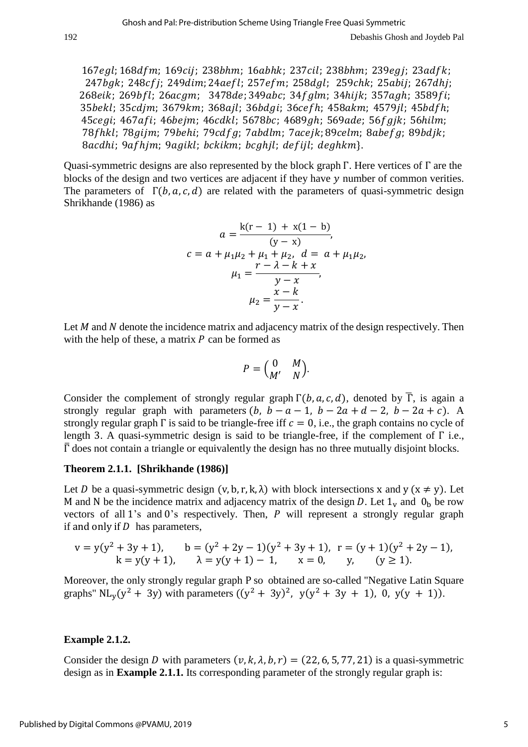$167egl$; $168dfm$; $169cij$; $238bhm$; $16abhk$; $237cil$; $238bhm$; $239egj$; $23adfk$; $247bgk$; $248cfj$; $249dim$; $24aefl$; $257efm$; $258dgl$; $259chk$; $25abij$; $267dhj$; $268eik$; $269bfl$; $26acgm$; $3478de$; $349abc$; $34fglm$; $34hijk$; $357agh$; $3589fi$; $35bekl$; $35cdjm$; $3679km$; $368ajl$; $36bdgi$; $36cefh$; $458akm$; $4579jl$; $45bdfh$; $45cegi$; $467afi$; $46bejm$; $46cdkl$; $5678bc$; $4689gh$; $569ade$; $56fgjk$; $56hilm$; $78fhkl$; $78gijm$; $79behi$; $79cdfg$; $7abdlm$; $7acejk$; $89celm$; $8abefg$; $89bdjk$; $8acdhi$; $9afhjm$; $9agikl$; $bckikm$; $bcghjl$; $defijl$; $deghkm$}.

Quasi-symmetric designs are also represented by the block graph $\Gamma$. Here vertices of $\Gamma$ are the blocks of the design and two vertices are adjacent if they have $y$ number of common verities. The parameters of $\Gamma(b, a, c, d)$ are related with the parameters of quasi-symmetric design Shrikhande (1986) as

$$a = \frac{k(r-1) + x(1-b)}{(y-x)},$$

$$c = a + \mu_1\mu_2 + \mu_1 + \mu_2, \quad d = a + \mu_1\mu_2,$$

$$\mu_1 = \frac{r - \lambda - k + x}{y - x},$$

$$\mu_2 = \frac{x - k}{y - x}.$$

Let $M$ and $N$ denote the incidence matrix and adjacency matrix of the design respectively. Then with the help of these, a matrix $P$ can be formed as

$$P = \begin{pmatrix} 0 & M \\ M' & N \end{pmatrix}.$$

Consider the complement of strongly regular graph $\Gamma(b, a, c, d)$, denoted by $\overline{\Gamma}$, is again a strongly regular graph with parameters $(b,\ b-a-1,\ b-2a+d-2,\ b-2a+c)$. A strongly regular graph $\Gamma$ is said to be triangle-free iff $c = 0$, i.e., the graph contains no cycle of length 3. A quasi-symmetric design is said to be triangle-free, if the complement of $\Gamma$ i.e., $\overline{\Gamma}$ does not contain a triangle or equivalently the design has no three mutually disjoint blocks.

**Theorem 2.1.1. [Shrikhande (1986)]**

Let $D$ be a quasi-symmetric design $(v, b, r, k, \lambda)$ with block intersections x and y $(x \neq y)$. Let M and N be the incidence matrix and adjacency matrix of the design $D$. Let $1_v$ and $0_b$ be row vectors of all 1's and 0's respectively. Then, $P$ will represent a strongly regular graph if and only if $D$ has parameters,

$$v = y(y^2+3y+1), \quad b = (y^2+2y-1)(y^2+3y+1), \quad r = (y+1)(y^2+2y-1),$$
$$k = y(y+1), \quad \lambda = y(y+1) - 1, \quad x = 0, \quad y, \quad (y \geq 1).$$

Moreover, the only strongly regular graph P so obtained are so-called "Negative Latin Square graphs" $NL_y(y^2+3y)$ with parameters $((y^2+3y)^2,\ y(y^2+3y+1),\ 0,\ y(y+1))$.

**Example 2.1.2.**

Consider the design $D$ with parameters $(v, k, \lambda, b, r) = (22, 6, 5, 77, 21)$ is a quasi-symmetric design as in **Example 2.1.1.** Its corresponding parameter of the strongly regular graph is: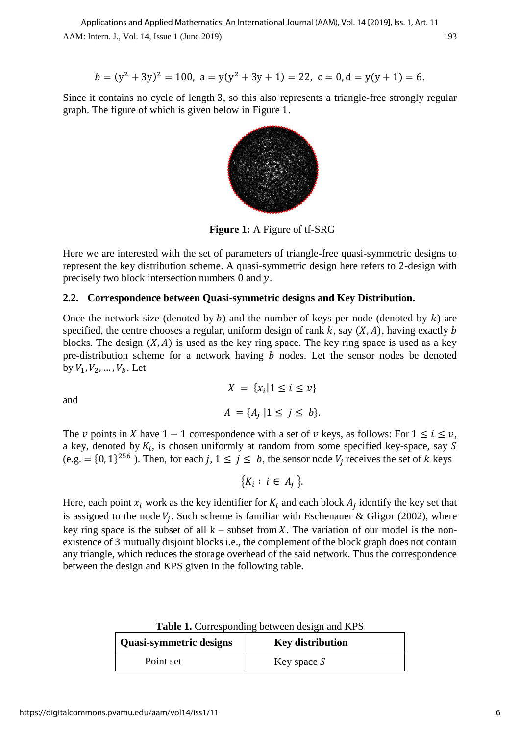$$b = (y^2 + 3y)^2 = 100,\ a = y(y^2 + 3y + 1) = 22,\ c = 0, d = y(y + 1) = 6.$$

Since it contains no cycle of length 3, so this also represents a triangle-free strongly regular graph. The figure of which is given below in Figure 1.

**Figure 1:** A Figure of tf-SRG

Here we are interested with the set of parameters of triangle-free quasi-symmetric designs to represent the key distribution scheme. A quasi-symmetric design here refers to 2-design with precisely two block intersection numbers 0 and $y$.

### 2.2. Correspondence between Quasi-symmetric designs and Key Distribution.

Once the network size (denoted by $b$) and the number of keys per node (denoted by $k$) are specified, the centre chooses a regular, uniform design of rank $k$, say $(X, A)$, having exactly $b$ blocks. The design $(X, A)$ is used as the key ring space. The key ring space is used as a key pre-distribution scheme for a network having $b$ nodes. Let the sensor nodes be denoted by $V_1, V_2, \ldots, V_b$. Let

$$X = \{x_i | 1 \leq i \leq v\}$$

and

$$A = \{A_j \,| 1 \leq j \leq b\}.$$

The $v$ points in $X$ have $1 - 1$ correspondence with a set of $v$ keys, as follows: For $1 \leq i \leq v$, a key, denoted by $K_i$, is chosen uniformly at random from some specified key-space, say $S$ (e.g. $= \{0, 1\}^{256}$ ). Then, for each $j$, $1 \leq j \leq b$, the sensor node $V_j$ receives the set of $k$ keys

$$\{K_i : i \in A_j\}.$$

Here, each point $x_i$ work as the key identifier for $K_i$ and each block $A_j$ identify the key set that is assigned to the node $V_j$. Such scheme is familiar with Eschenauer & Gligor (2002), where key ring space is the subset of all k – subset from $X$. The variation of our model is the non-existence of 3 mutually disjoint blocks i.e., the complement of the block graph does not contain any triangle, which reduces the storage overhead of the said network. Thus the correspondence between the design and KPS given in the following table.

**Table 1.** Corresponding between design and KPS

| **Quasi-symmetric designs** | **Key distribution** |
| --- | --- |
| Point set | Key space $S$ |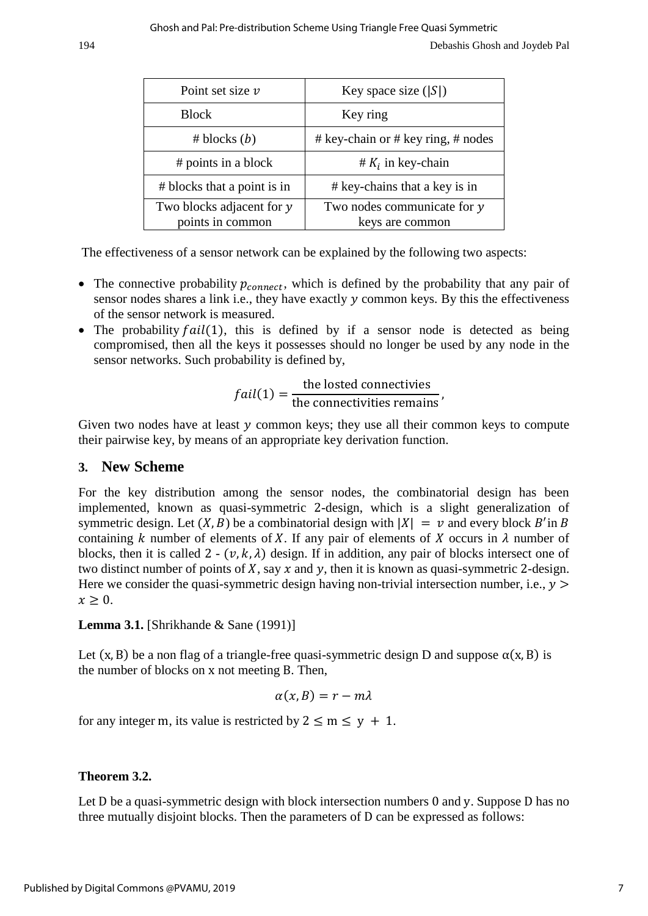| Point set size $v$ | Key space size ($\|S\|$) |
|---|---|
| Block | Key ring |
| # blocks ($b$) | # key-chain or # key ring, # nodes |
| # points in a block | # $K_i$ in key-chain |
| # blocks that a point is in | # key-chains that a key is in |
| Two blocks adjacent for $y$ points in common | Two nodes communicate for $y$ keys are common |

The effectiveness of a sensor network can be explained by the following two aspects:

- The connective probability $p_{connect}$, which is defined by the probability that any pair of sensor nodes shares a link i.e., they have exactly $y$ common keys. By this the effectiveness of the sensor network is measured.
- The probability $fail(1)$, this is defined by if a sensor node is detected as being compromised, then all the keys it possesses should no longer be used by any node in the sensor networks. Such probability is defined by,

$$fail(1) = \frac{\text{the losted connectivies}}{\text{the connectivities remains}},$$

Given two nodes have at least $y$ common keys; they use all their common keys to compute their pairwise key, by means of an appropriate key derivation function.

## 3. New Scheme

For the key distribution among the sensor nodes, the combinatorial design has been implemented, known as quasi-symmetric 2-design, which is a slight generalization of symmetric design. Let $(X, B)$ be a combinatorial design with $|X| = v$ and every block $B'$ in $B$ containing $k$ number of elements of $X$. If any pair of elements of $X$ occurs in $\lambda$ number of blocks, then it is called 2 - $(v, k, \lambda)$ design. If in addition, any pair of blocks intersect one of two distinct number of points of $X$, say $x$ and $y$, then it is known as quasi-symmetric 2-design. Here we consider the quasi-symmetric design having non-trivial intersection number, i.e., $y > x \geq 0$.

**Lemma 3.1.** [Shrikhande & Sane (1991)]

Let $(x, B)$ be a non flag of a triangle-free quasi-symmetric design D and suppose $\alpha(x, B)$ is the number of blocks on x not meeting B. Then,

$$\alpha(x, B) = r - m\lambda$$

for any integer m, its value is restricted by $2 \leq m \leq y + 1$.

**Theorem 3.2.**

Let D be a quasi-symmetric design with block intersection numbers 0 and y. Suppose D has no three mutually disjoint blocks. Then the parameters of D can be expressed as follows: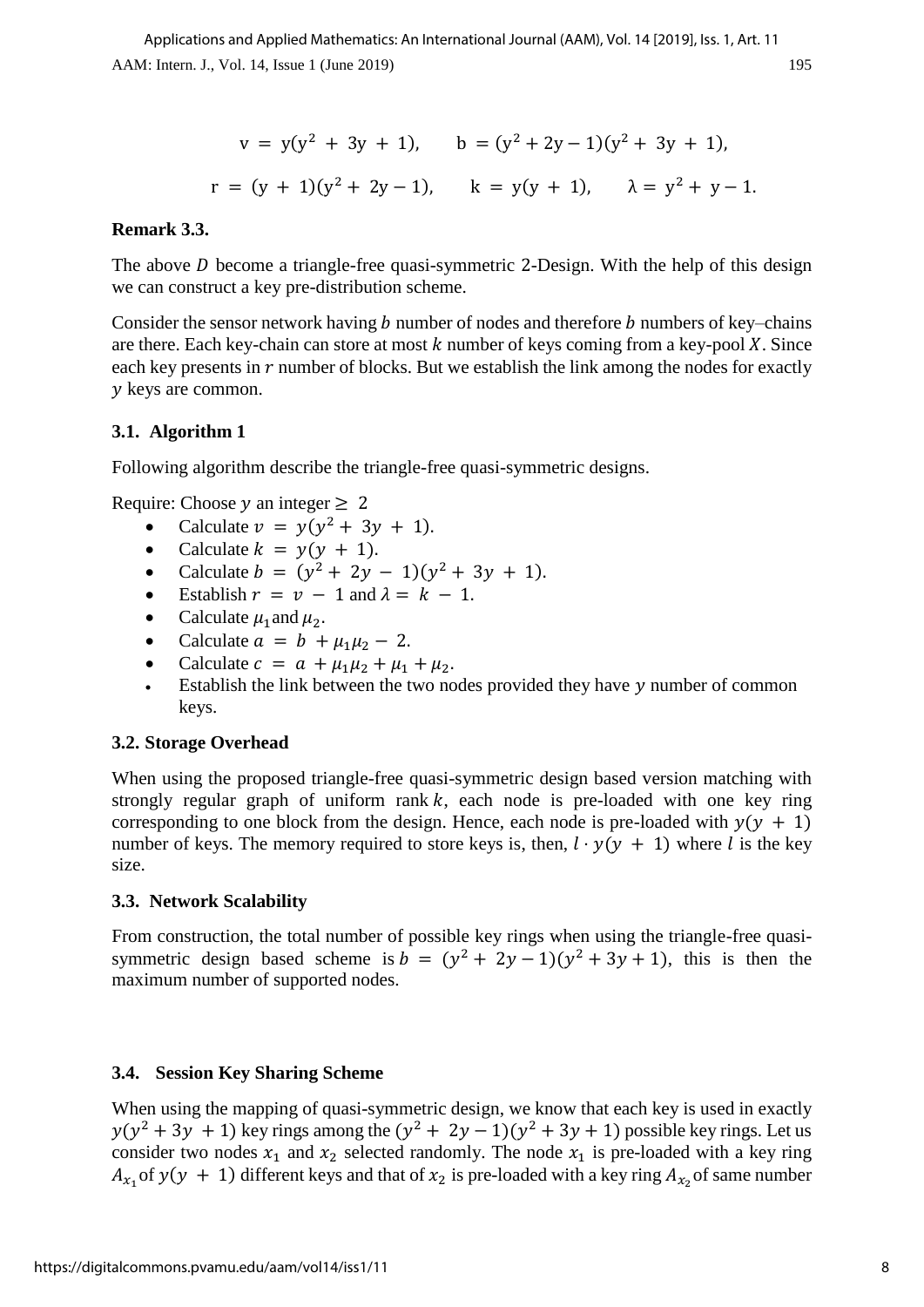$$\mathrm{v} = \mathrm{y}(\mathrm{y}^2 + 3\mathrm{y} + 1), \qquad \mathrm{b} = (\mathrm{y}^2 + 2\mathrm{y} - 1)(\mathrm{y}^2 + 3\mathrm{y} + 1),$$

$$\mathrm{r} = (\mathrm{y} + 1)(\mathrm{y}^2 + 2\mathrm{y} - 1), \qquad \mathrm{k} = \mathrm{y}(\mathrm{y} + 1), \qquad \lambda = \mathrm{y}^2 + \mathrm{y} - 1.$$

**Remark 3.3.**

The above $D$ become a triangle-free quasi-symmetric 2-Design. With the help of this design we can construct a key pre-distribution scheme.

Consider the sensor network having $b$ number of nodes and therefore $b$ numbers of key–chains are there. Each key-chain can store at most $k$ number of keys coming from a key-pool $X$. Since each key presents in $r$ number of blocks. But we establish the link among the nodes for exactly $y$ keys are common.

### 3.1. Algorithm 1

Following algorithm describe the triangle-free quasi-symmetric designs.

Require: Choose $y$ an integer $\geq 2$

- Calculate $v = y(y^2 + 3y + 1)$.
- Calculate $k = y(y + 1)$.
- Calculate $b = (y^2 + 2y - 1)(y^2 + 3y + 1)$.
- Establish $r = v - 1$ and $\lambda = k - 1$.
- Calculate $\mu_1$ and $\mu_2$.
- Calculate $a = b + \mu_1\mu_2 - 2$.
- Calculate $c = a + \mu_1\mu_2 + \mu_1 + \mu_2$.
- Establish the link between the two nodes provided they have $y$ number of common keys.

### 3.2. Storage Overhead

When using the proposed triangle-free quasi-symmetric design based version matching with strongly regular graph of uniform rank $k$, each node is pre-loaded with one key ring corresponding to one block from the design. Hence, each node is pre-loaded with $y(y + 1)$ number of keys. The memory required to store keys is, then, $l \cdot y(y + 1)$ where $l$ is the key size.

### 3.3. Network Scalability

From construction, the total number of possible key rings when using the triangle-free quasi-symmetric design based scheme is $b = (y^2 + 2y - 1)(y^2 + 3y + 1)$, this is then the maximum number of supported nodes.

### 3.4. Session Key Sharing Scheme

When using the mapping of quasi-symmetric design, we know that each key is used in exactly $y(y^2 + 3y + 1)$ key rings among the $(y^2 + 2y - 1)(y^2 + 3y + 1)$ possible key rings. Let us consider two nodes $x_1$ and $x_2$ selected randomly. The node $x_1$ is pre-loaded with a key ring $A_{x_1}$ of $y(y + 1)$ different keys and that of $x_2$ is pre-loaded with a key ring $A_{x_2}$ of same number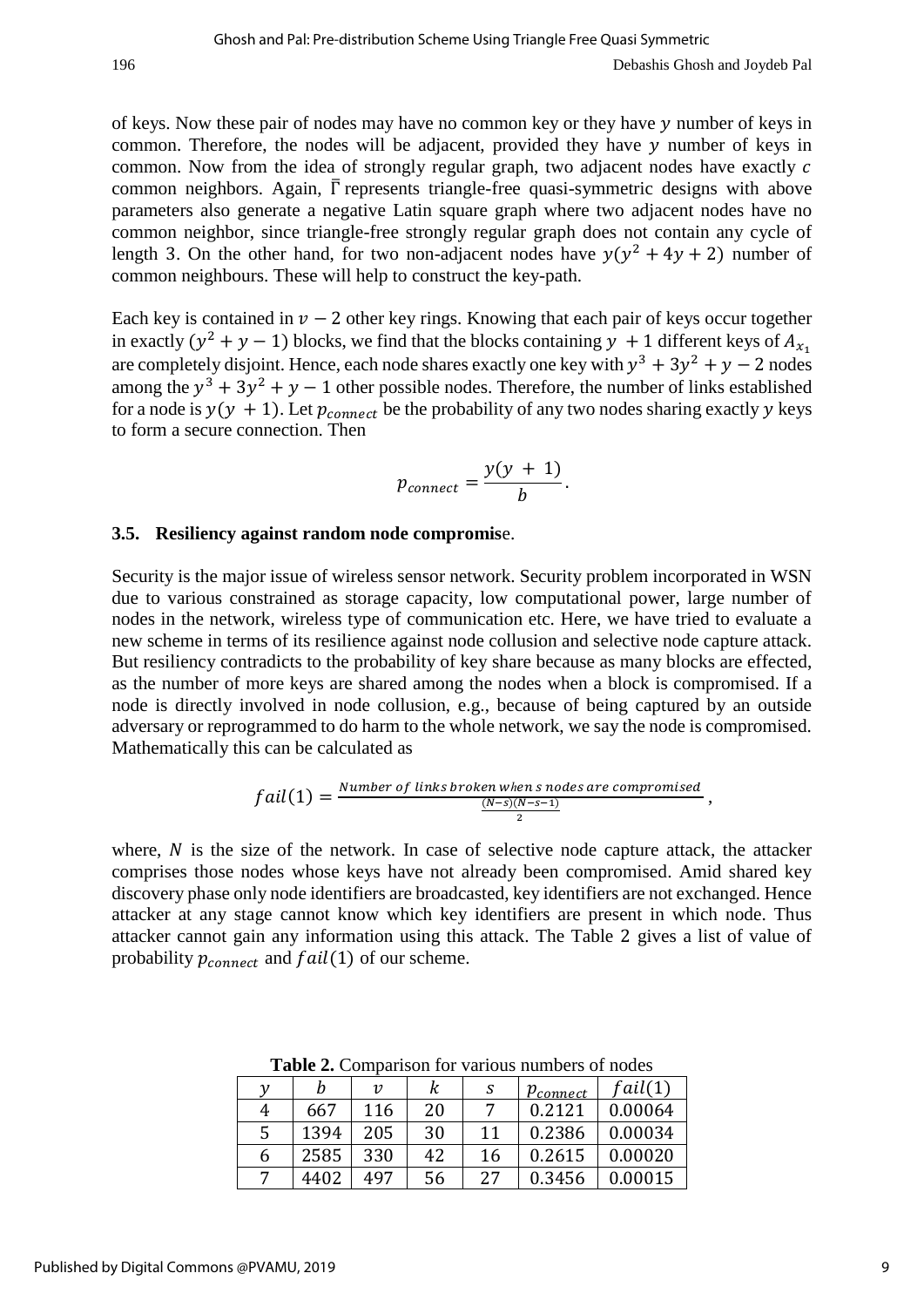of keys. Now these pair of nodes may have no common key or they have $y$ number of keys in common. Therefore, the nodes will be adjacent, provided they have $y$ number of keys in common. Now from the idea of strongly regular graph, two adjacent nodes have exactly $c$ common neighbors. Again, $\bar{\Gamma}$ represents triangle-free quasi-symmetric designs with above parameters also generate a negative Latin square graph where two adjacent nodes have no common neighbor, since triangle-free strongly regular graph does not contain any cycle of length 3. On the other hand, for two non-adjacent nodes have $y(y^2 + 4y + 2)$ number of common neighbours. These will help to construct the key-path.

Each key is contained in $v - 2$ other key rings. Knowing that each pair of keys occur together in exactly $(y^2 + y - 1)$ blocks, we find that the blocks containing $y + 1$ different keys of $A_{x_1}$ are completely disjoint. Hence, each node shares exactly one key with $y^3 + 3y^2 + y - 2$ nodes among the $y^3 + 3y^2 + y - 1$ other possible nodes. Therefore, the number of links established for a node is $y(y + 1)$. Let $p_{connect}$ be the probability of any two nodes sharing exactly $y$ keys to form a secure connection. Then

$$p_{connect} = \frac{y(y + 1)}{b}.$$

### 3.5. Resiliency against random node compromise.

Security is the major issue of wireless sensor network. Security problem incorporated in WSN due to various constrained as storage capacity, low computational power, large number of nodes in the network, wireless type of communication etc. Here, we have tried to evaluate a new scheme in terms of its resilience against node collusion and selective node capture attack. But resiliency contradicts to the probability of key share because as many blocks are effected, as the number of more keys are shared among the nodes when a block is compromised. If a node is directly involved in node collusion, e.g., because of being captured by an outside adversary or reprogrammed to do harm to the whole network, we say the node is compromised. Mathematically this can be calculated as

$$fail(1) = \frac{\textit{Number of links broken when s nodes are compromised}}{\frac{(N-s)(N-s-1)}{2}},$$

where, $N$ is the size of the network. In case of selective node capture attack, the attacker comprises those nodes whose keys have not already been compromised. Amid shared key discovery phase only node identifiers are broadcasted, key identifiers are not exchanged. Hence attacker at any stage cannot know which key identifiers are present in which node. Thus attacker cannot gain any information using this attack. The Table 2 gives a list of value of probability $p_{connect}$ and $fail(1)$ of our scheme.

**Table 2.** Comparison for various numbers of nodes

| $y$ | $b$ | $v$ | $k$ | $s$ | $p_{connect}$ | $fail(1)$ |
|---|---|---|---|---|---|---|
| 4 | 667 | 116 | 20 | 7 | 0.2121 | 0.00064 |
| 5 | 1394 | 205 | 30 | 11 | 0.2386 | 0.00034 |
| 6 | 2585 | 330 | 42 | 16 | 0.2615 | 0.00020 |
| 7 | 4402 | 497 | 56 | 27 | 0.3456 | 0.00015 |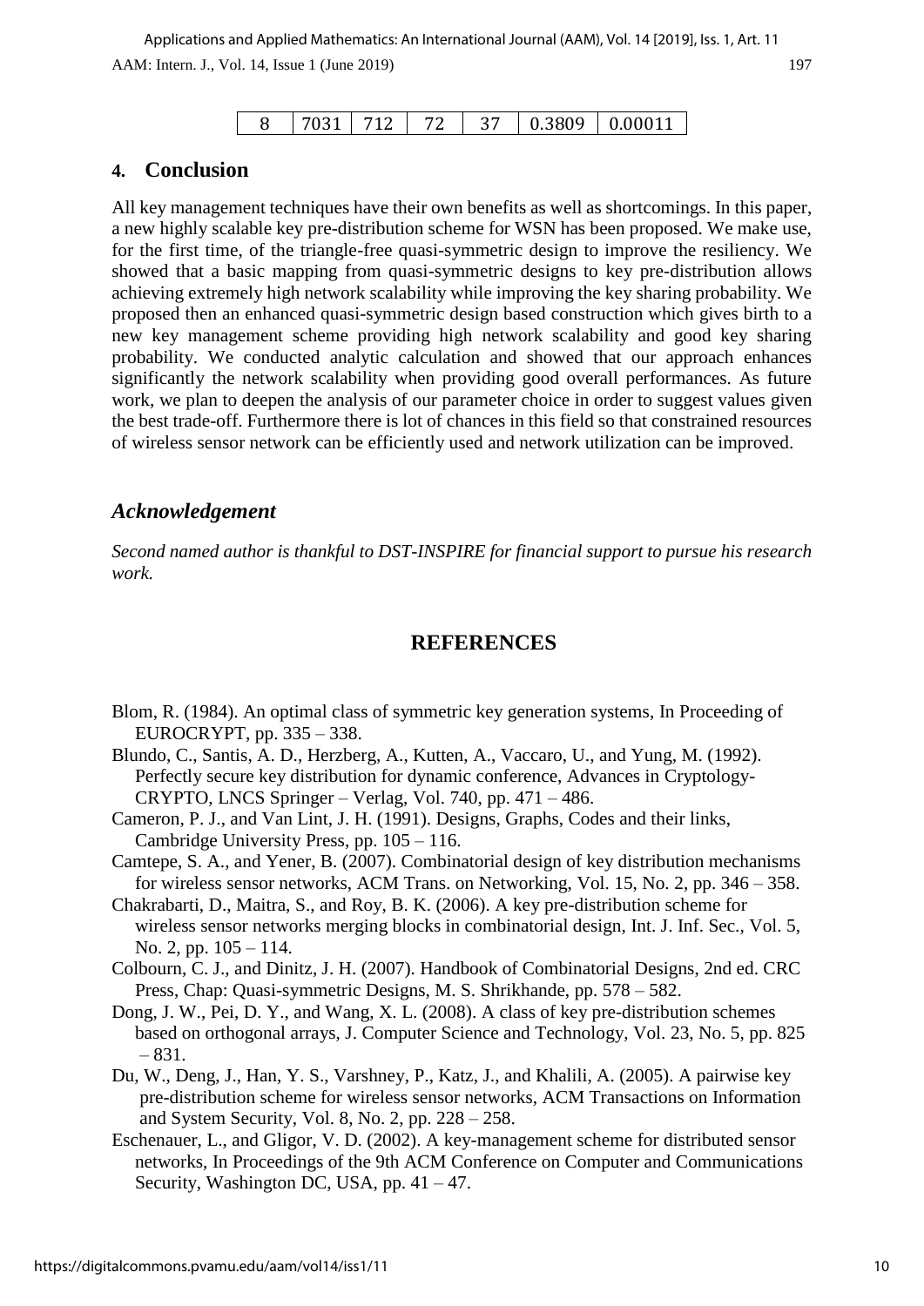| 8 | 7031 | 712 | 72 | 37 | 0.3809 | 0.00011 |
|---|---|---|---|---|---|---|

## 4. Conclusion

All key management techniques have their own benefits as well as shortcomings. In this paper, a new highly scalable key pre-distribution scheme for WSN has been proposed. We make use, for the first time, of the triangle-free quasi-symmetric design to improve the resiliency. We showed that a basic mapping from quasi-symmetric designs to key pre-distribution allows achieving extremely high network scalability while improving the key sharing probability. We proposed then an enhanced quasi-symmetric design based construction which gives birth to a new key management scheme providing high network scalability and good key sharing probability. We conducted analytic calculation and showed that our approach enhances significantly the network scalability when providing good overall performances. As future work, we plan to deepen the analysis of our parameter choice in order to suggest values given the best trade-off. Furthermore there is lot of chances in this field so that constrained resources of wireless sensor network can be efficiently used and network utilization can be improved.

## *Acknowledgement*

*Second named author is thankful to DST-INSPIRE for financial support to pursue his research work.*

## REFERENCES

Blom, R. (1984). An optimal class of symmetric key generation systems, In Proceeding of EUROCRYPT, pp. 335 – 338.

Blundo, C., Santis, A. D., Herzberg, A., Kutten, A., Vaccaro, U., and Yung, M. (1992). Perfectly secure key distribution for dynamic conference, Advances in Cryptology-CRYPTO, LNCS Springer – Verlag, Vol. 740, pp. 471 – 486.

Cameron, P. J., and Van Lint, J. H. (1991). Designs, Graphs, Codes and their links, Cambridge University Press, pp. 105 – 116.

Camtepe, S. A., and Yener, B. (2007). Combinatorial design of key distribution mechanisms for wireless sensor networks, ACM Trans. on Networking, Vol. 15, No. 2, pp. 346 – 358.

Chakrabarti, D., Maitra, S., and Roy, B. K. (2006). A key pre-distribution scheme for wireless sensor networks merging blocks in combinatorial design, Int. J. Inf. Sec., Vol. 5, No. 2, pp. 105 – 114.

Colbourn, C. J., and Dinitz, J. H. (2007). Handbook of Combinatorial Designs, 2nd ed. CRC Press, Chap: Quasi-symmetric Designs, M. S. Shrikhande, pp. 578 – 582.

Dong, J. W., Pei, D. Y., and Wang, X. L. (2008). A class of key pre-distribution schemes based on orthogonal arrays, J. Computer Science and Technology, Vol. 23, No. 5, pp. 825 – 831.

Du, W., Deng, J., Han, Y. S., Varshney, P., Katz, J., and Khalili, A. (2005). A pairwise key pre-distribution scheme for wireless sensor networks, ACM Transactions on Information and System Security, Vol. 8, No. 2, pp. 228 – 258.

Eschenauer, L., and Gligor, V. D. (2002). A key-management scheme for distributed sensor networks, In Proceedings of the 9th ACM Conference on Computer and Communications Security, Washington DC, USA, pp. 41 – 47.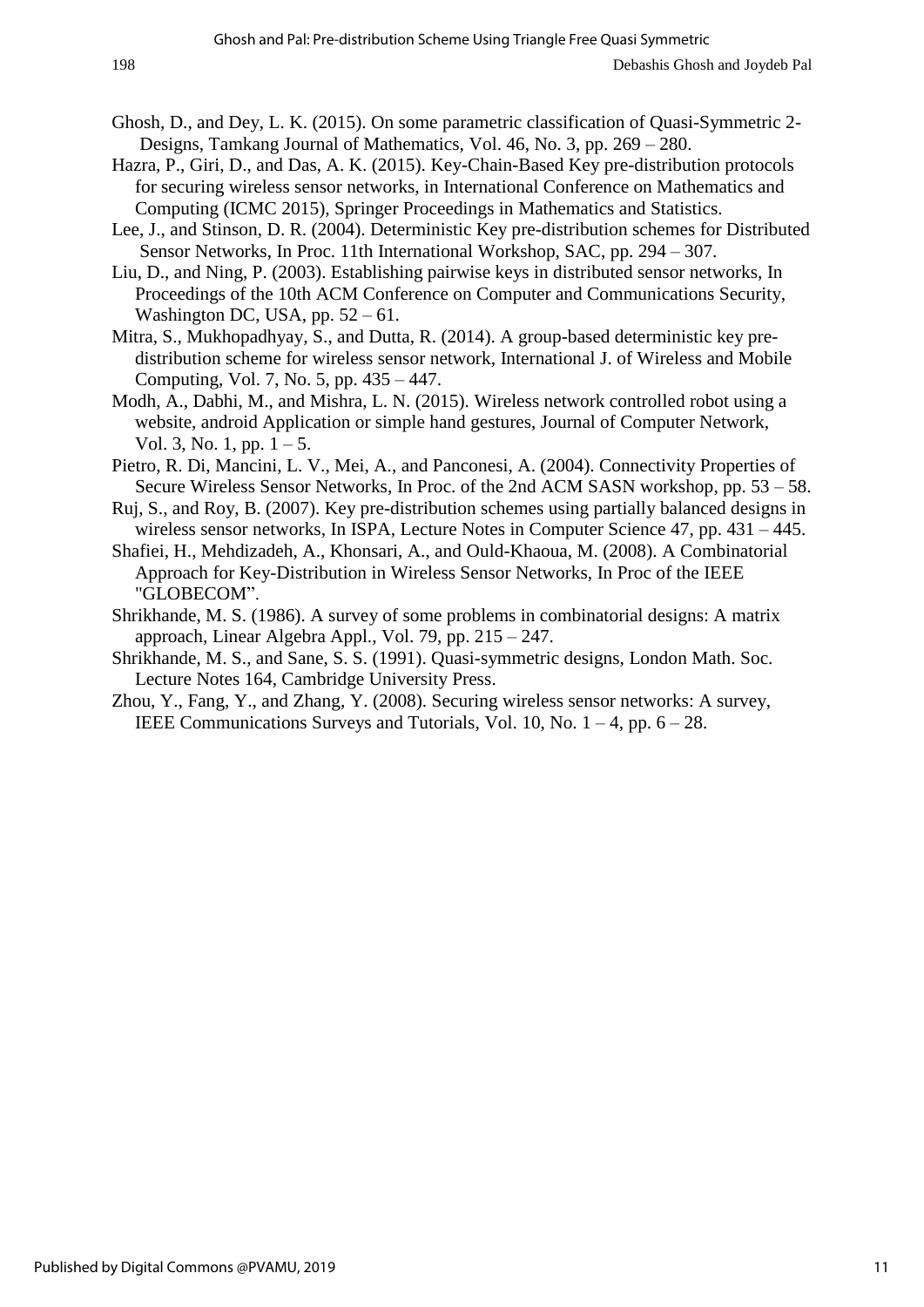Ghosh, D., and Dey, L. K. (2015). On some parametric classification of Quasi-Symmetric 2-Designs, Tamkang Journal of Mathematics, Vol. 46, No. 3, pp. 269 – 280.

Hazra, P., Giri, D., and Das, A. K. (2015). Key-Chain-Based Key pre-distribution protocols for securing wireless sensor networks, in International Conference on Mathematics and Computing (ICMC 2015), Springer Proceedings in Mathematics and Statistics.

Lee, J., and Stinson, D. R. (2004). Deterministic Key pre-distribution schemes for Distributed Sensor Networks, In Proc. 11th International Workshop, SAC, pp. 294 – 307.

Liu, D., and Ning, P. (2003). Establishing pairwise keys in distributed sensor networks, In Proceedings of the 10th ACM Conference on Computer and Communications Security, Washington DC, USA, pp. 52 – 61.

Mitra, S., Mukhopadhyay, S., and Dutta, R. (2014). A group-based deterministic key pre-distribution scheme for wireless sensor network, International J. of Wireless and Mobile Computing, Vol. 7, No. 5, pp. 435 – 447.

Modh, A., Dabhi, M., and Mishra, L. N. (2015). Wireless network controlled robot using a website, android Application or simple hand gestures, Journal of Computer Network, Vol. 3, No. 1, pp. 1 – 5.

Pietro, R. Di, Mancini, L. V., Mei, A., and Panconesi, A. (2004). Connectivity Properties of Secure Wireless Sensor Networks, In Proc. of the 2nd ACM SASN workshop, pp. 53 – 58.

Ruj, S., and Roy, B. (2007). Key pre-distribution schemes using partially balanced designs in wireless sensor networks, In ISPA, Lecture Notes in Computer Science 47, pp. 431 – 445.

Shafiei, H., Mehdizadeh, A., Khonsari, A., and Ould-Khaoua, M. (2008). A Combinatorial Approach for Key-Distribution in Wireless Sensor Networks, In Proc of the IEEE "GLOBECOM".

Shrikhande, M. S. (1986). A survey of some problems in combinatorial designs: A matrix approach, Linear Algebra Appl., Vol. 79, pp. 215 – 247.

Shrikhande, M. S., and Sane, S. S. (1991). Quasi-symmetric designs, London Math. Soc. Lecture Notes 164, Cambridge University Press.

Zhou, Y., Fang, Y., and Zhang, Y. (2008). Securing wireless sensor networks: A survey, IEEE Communications Surveys and Tutorials, Vol. 10, No. 1 – 4, pp. 6 – 28.